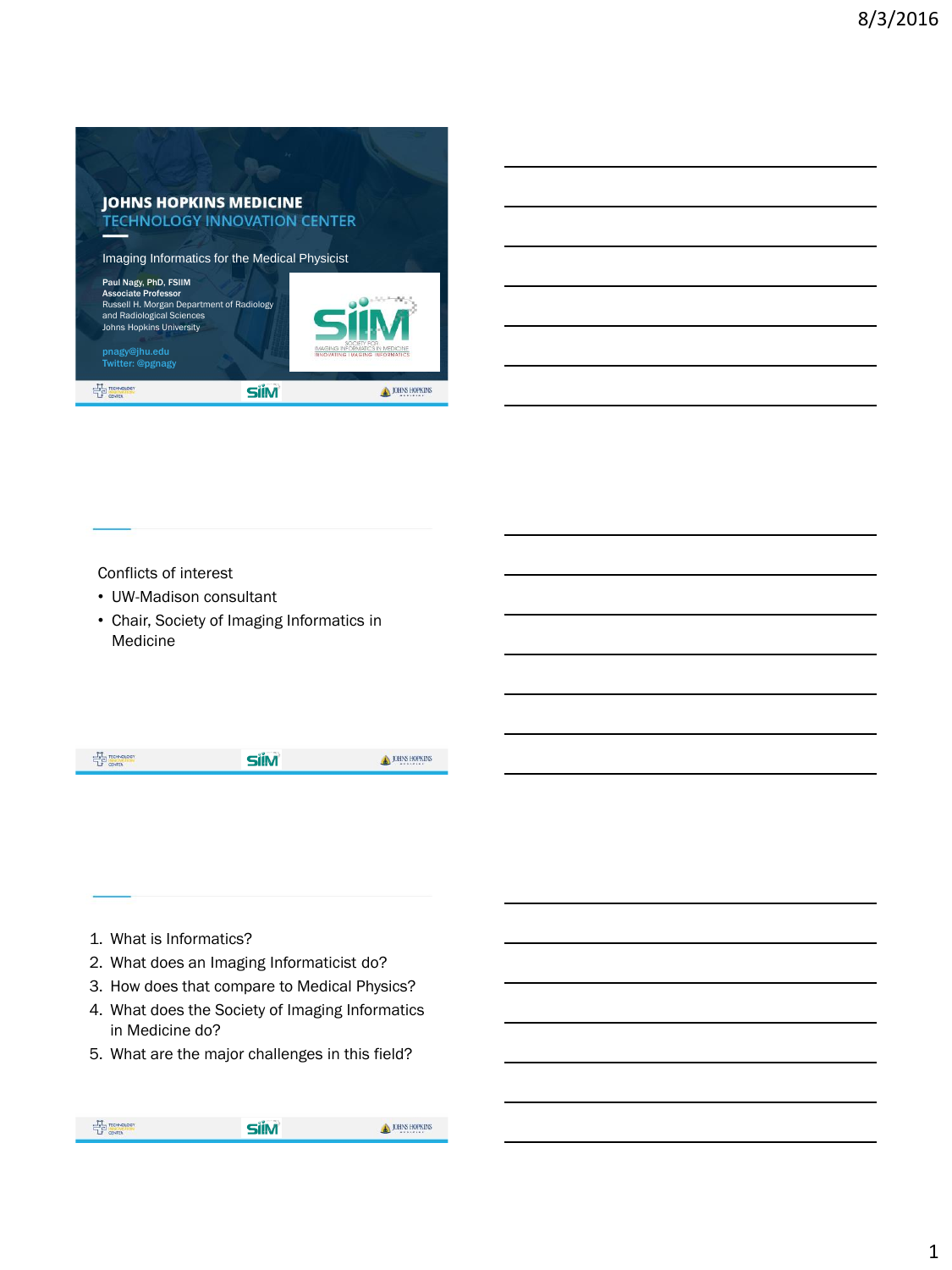# JOHNS HOPKINS MEDICINE

## TECHNOLOGY INNOVATION CENTER

Imaging Informatics for the Medical Physicist

**Paul Nagy, PhD, FSIIM**
**Associate Professor**
Russell H. Morgan Department of Radiology and Radiological Sciences
Johns Hopkins University

pnagy@jhu.edu
Twitter: @pgnagy

---

Conflicts of interest

- UW-Madison consultant
- Chair, Society of Imaging Informatics in Medicine

---

1. What is Informatics?
2. What does an Imaging Informaticist do?
3. How does that compare to Medical Physics?
4. What does the Society of Imaging Informatics in Medicine do?
5. What are the major challenges in this field?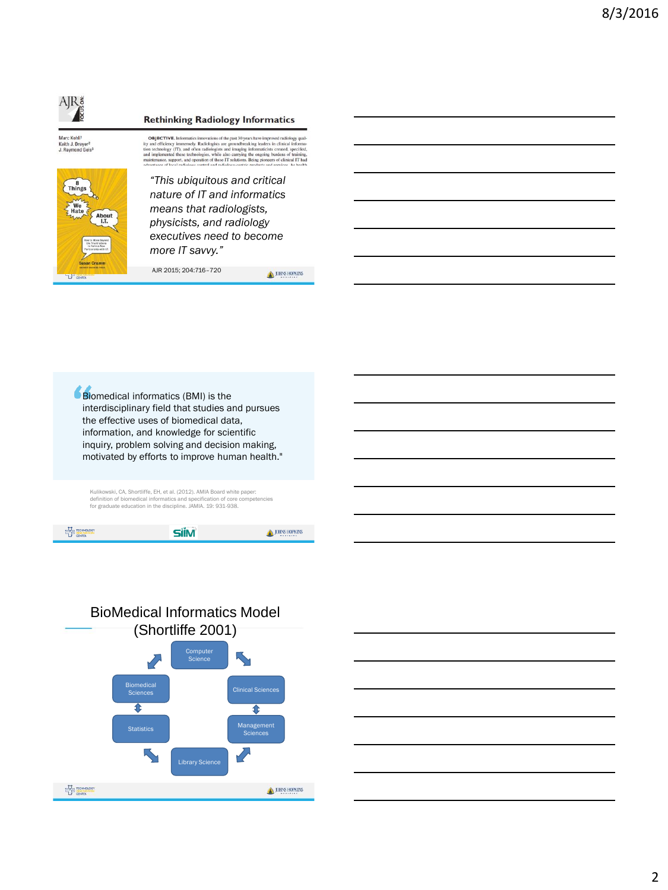## Rethinking Radiology Informatics

Marc Kohli[1]
Keith J. Dreyer[2]
J. Raymond Geis[3]

**OBJECTIVE.** Informatics innovations of the past 30 years have improved radiology quality and efficiency immensely. Radiologists are groundbreaking leaders in clinical information technology (IT), and often radiologists and imaging informaticists created, specified, and implemented these technologies, while also carrying the ongoing burdens of training, maintenance, support, and operation of these IT solutions. Being pioneers of clinical IT had

*"This ubiquitous and critical nature of IT and informatics means that radiologists, physicists, and radiology executives need to become more IT savvy."*

AJR 2015; 204:716–720

"Biomedical informatics (BMI) is the interdisciplinary field that studies and pursues the effective uses of biomedical data, information, and knowledge for scientific inquiry, problem solving and decision making, motivated by efforts to improve human health."

Kulikowski, CA, Shortliffe, EH, et al. (2012). AMIA Board white paper: definition of biomedical informatics and specification of core competencies for graduate education in the discipline. JAMIA. 19: 931-938.

## BioMedical Informatics Model (Shortliffe 2001)

- Computer Science
- Clinical Sciences
- Management Sciences
- Library Science
- Statistics
- Biomedical Sciences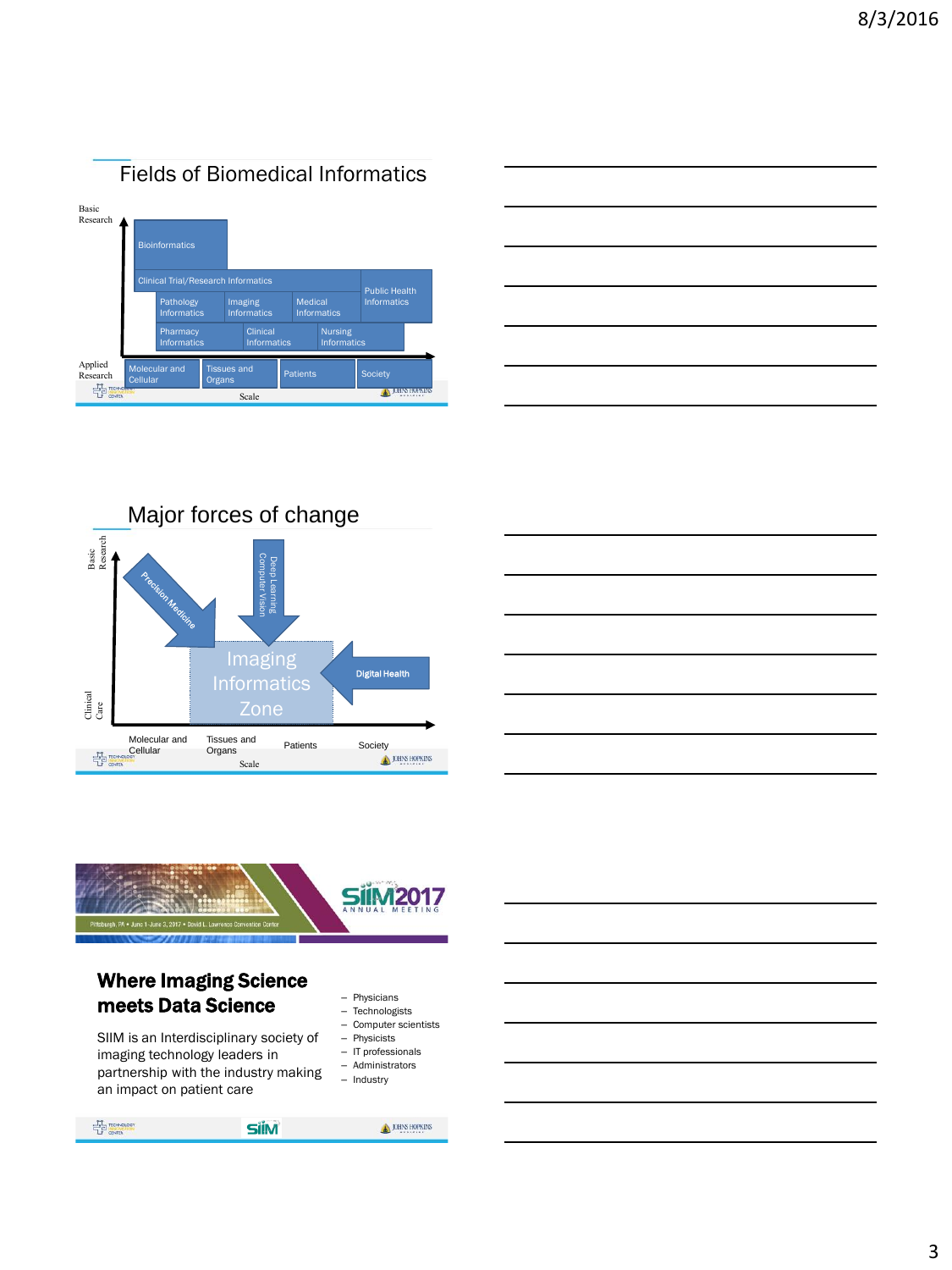## Fields of Biomedical Informatics

Basic Research

Bioinformatics

Clinical Trial/Research Informatics

Public Health Informatics

Pathology Informatics

Imaging Informatics

Medical Informatics

Pharmacy Informatics

Clinical Informatics

Nursing Informatics

Applied Research

Molecular and Cellular

Tissues and Organs

Patients

Society

Scale

## Major forces of change

Basic Research

Precision Medicine

Deep Learning Computer Vision

Imaging Informatics Zone

Digital Health

Clinical Care

Molecular and Cellular

Tissues and Organs

Patients

Society

Scale

## SIIM2017 ANNUAL MEETING

Pittsburgh, PA • June 1-June 3, 2017 • David L. Lawrence Convention Center

### Where Imaging Science meets Data Science

SIIM is an Interdisciplinary society of imaging technology leaders in partnership with the industry making an impact on patient care

- Physicians
- Technologists
- Computer scientists
- Physicists
- IT professionals
- Administrators
- Industry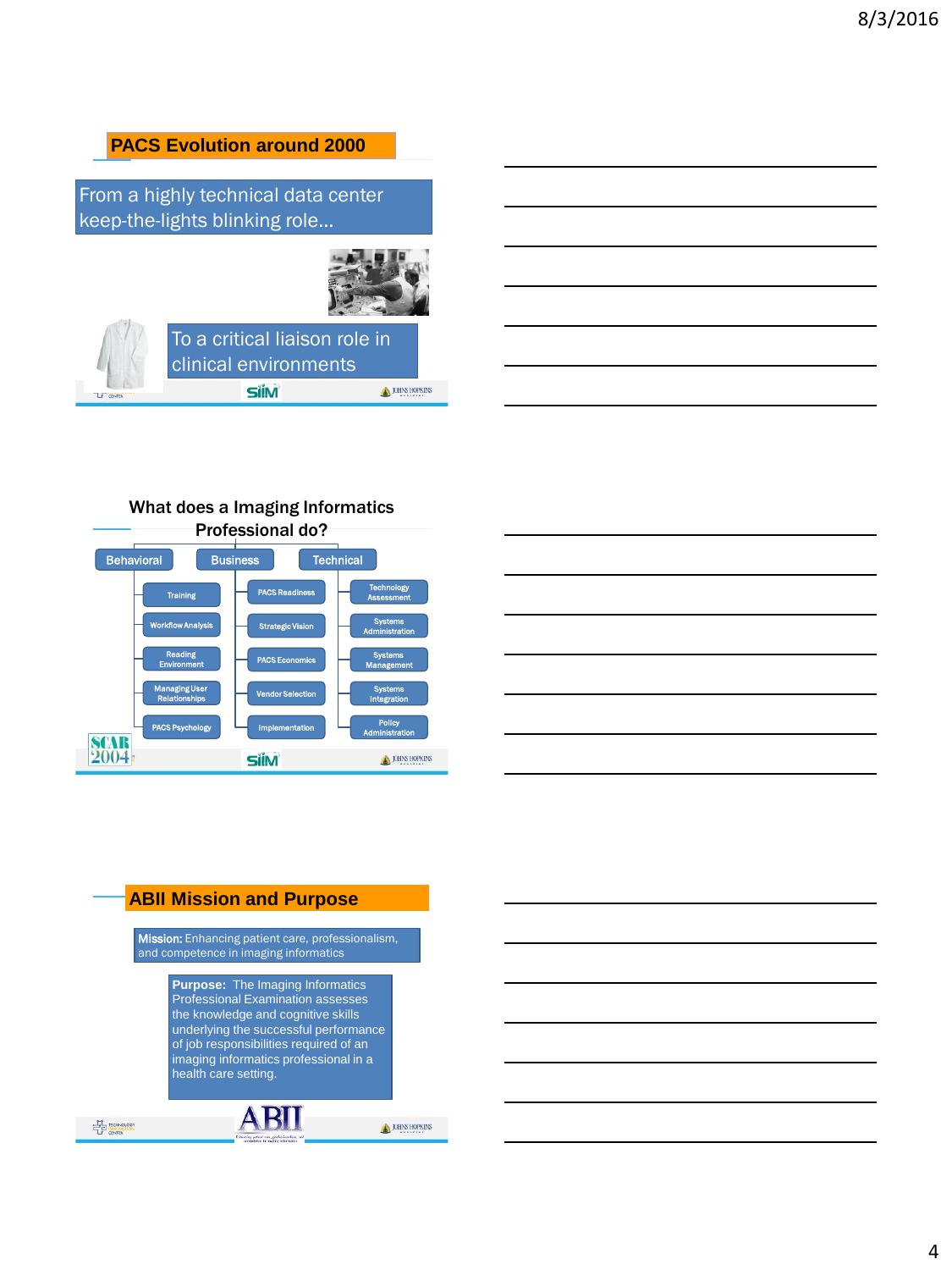## PACS Evolution around 2000

From a highly technical data center keep-the-lights blinking role…

To a critical liaison role in clinical environments

## What does a Imaging Informatics Professional do?

| Behavioral | Business | Technical |
|---|---|---|
| Training | PACS Readiness | Technology Assessment |
| Workflow Analysis | Strategic Vision | Systems Administration |
| Reading Environment | PACS Economics | Systems Management |
| Managing User Relationships | Vendor Selection | Systems Integration |
| PACS Psychology | Implementation | Policy Administration |

SCAR 2004

## ABII Mission and Purpose

**Mission:** Enhancing patient care, professionalism, and competence in imaging informatics

**Purpose:** The Imaging Informatics Professional Examination assesses the knowledge and cognitive skills underlying the successful performance of job responsibilities required of an imaging informatics professional in a health care setting.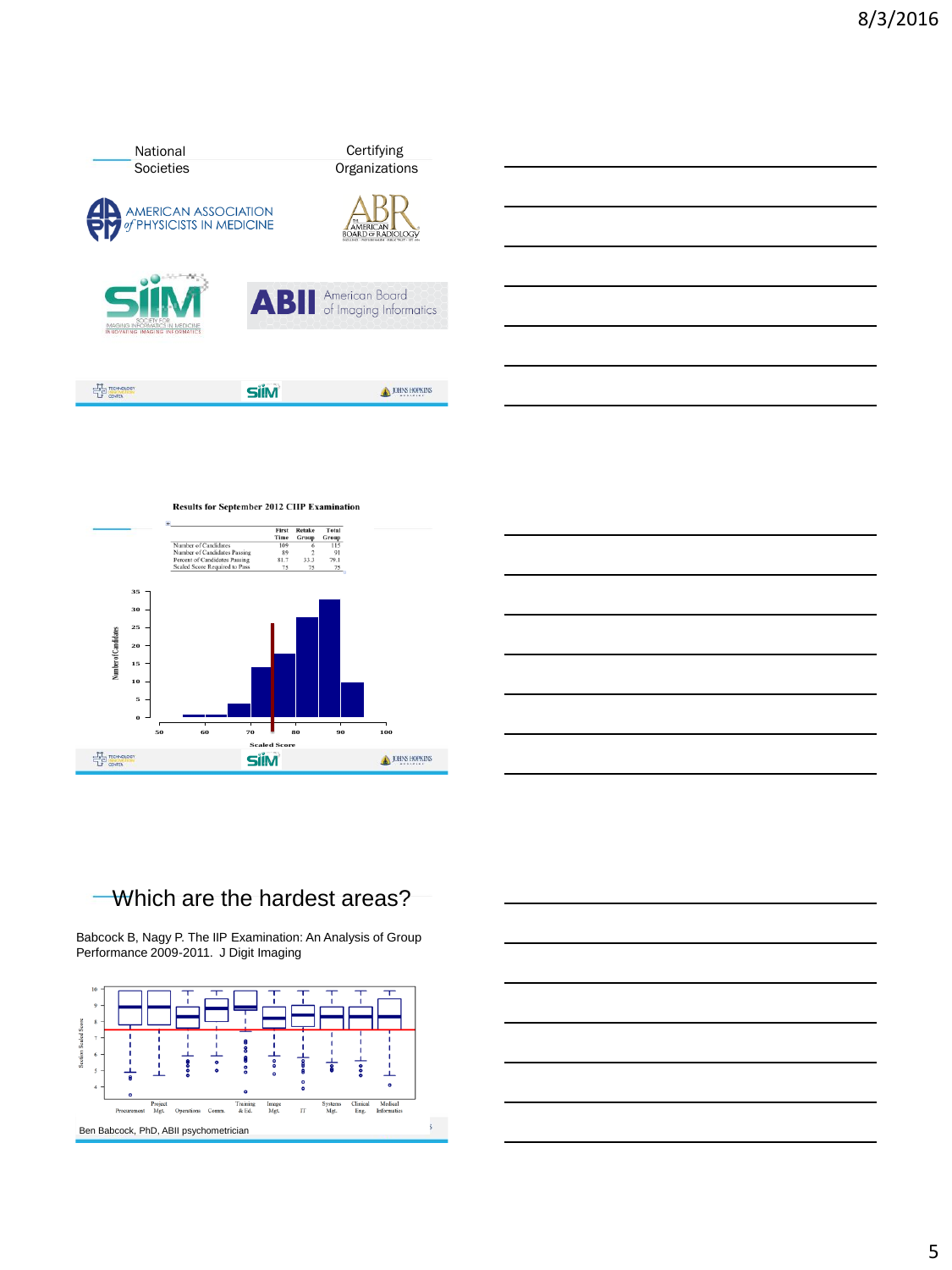## National Societies | Certifying Organizations

AMERICAN ASSOCIATION of PHYSICISTS IN MEDICINE

ABR THE AMERICAN BOARD of RADIOLOGY

SIIM SOCIETY FOR IMAGING INFORMATICS IN MEDICINE

ABII American Board of Imaging Informatics

---

**Results for September 2012 CIIP Examination**

| | First Time | Retake Group | Total Group |
|---|---|---|---|
| Number of Candidates | 109 | 6 | 115 |
| Number of Candidates Passing | 89 | 2 | 91 |
| Percent of Candidates Passing | 81.7 | 33.3 | 79.1 |
| Scaled Score Required to Pass | 75 | 75 | 75 |

Number of Candidates

Scaled Score

---

## Which are the hardest areas?

Babcock B, Nagy P. The IIP Examination: An Analysis of Group Performance 2009-2011. J Digit Imaging

Section Scaled Score

Procurement, Project Mgt., Operations, Comm., Training & Ed., Image Mgt., IT, Systems Mgt., Clinical Eng., Medical Informatics

Ben Babcock, PhD, ABII psychometrician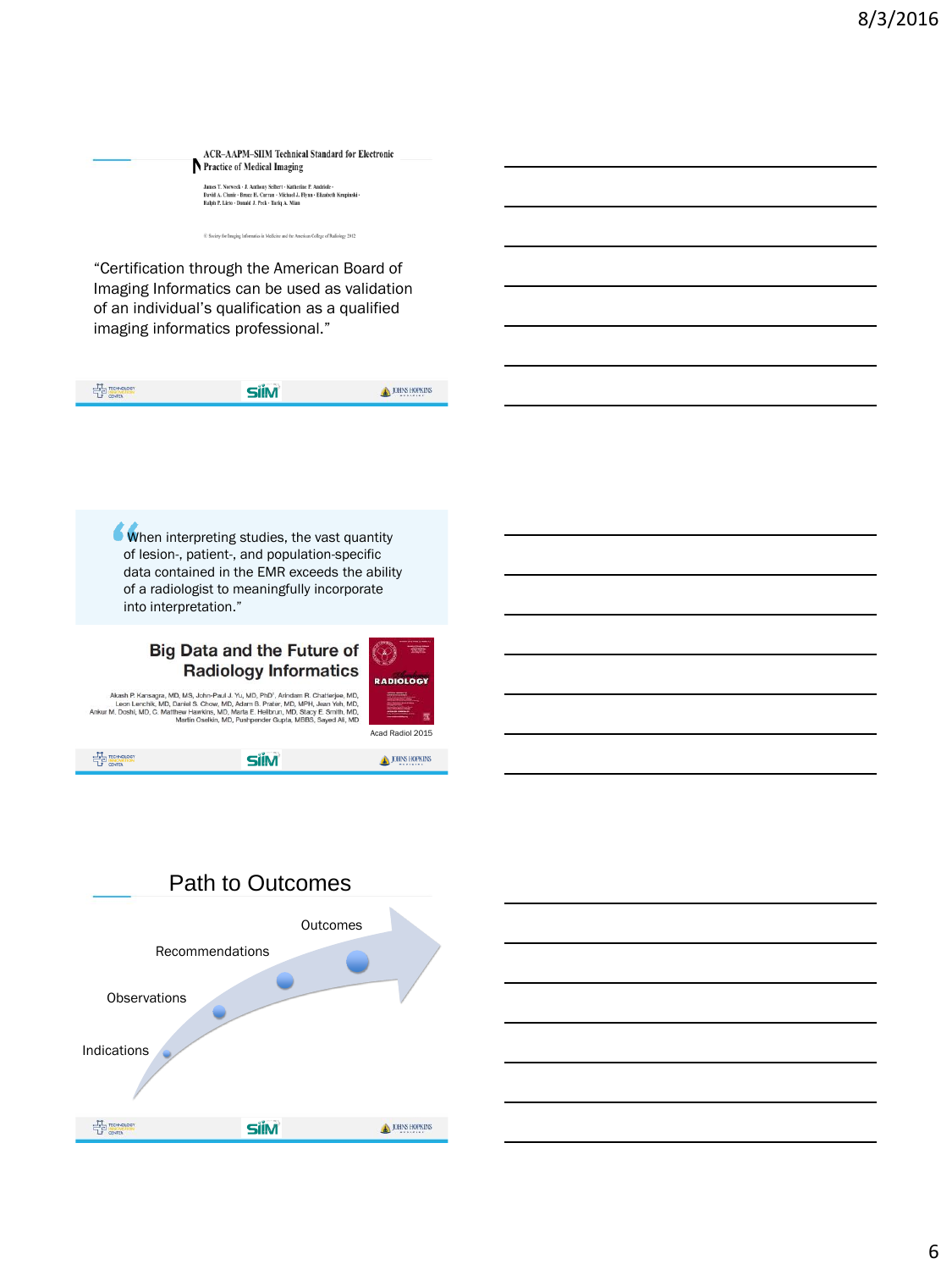ACR–AAPM–SIIM Technical Standard for Electronic Practice of Medical Imaging

James T. Norweck · J. Anthony Seibert · Katherine P. Andriole · David A. Clunie · Bruce H. Curran · Michael J. Flynn · Elizabeth Krupinski · Ralph P. Lieto · Donald J. Peck · Tariq A. Mian

© Society for Imaging Informatics in Medicine and the American College of Radiology 2012

"Certification through the American Board of Imaging Informatics can be used as validation of an individual's qualification as a qualified imaging informatics professional."

---

"When interpreting studies, the vast quantity of lesion-, patient-, and population-specific data contained in the EMR exceeds the ability of a radiologist to meaningfully incorporate into interpretation."

**Big Data and the Future of Radiology Informatics**

Akash P. Kansagra, MD, MS, John-Paul J. Yu, MD, PhD, Arindam R. Chatterjee, MD, Leon Lenchik, MD, Daniel S. Chow, MD, Adam B. Prater, MD, MPH, Jean Yeh, MD, Ankur M. Doshi, MD, C. Matthew Hawkins, MD, Marta E. Heilbrun, MD, Stacy E. Smith, MD, Martin Oselkin, MD, Pushpender Gupta, MBBS, Sayed Ali, MD

Acad Radiol 2015

---

## Path to Outcomes

- Indications
- Observations
- Recommendations
- Outcomes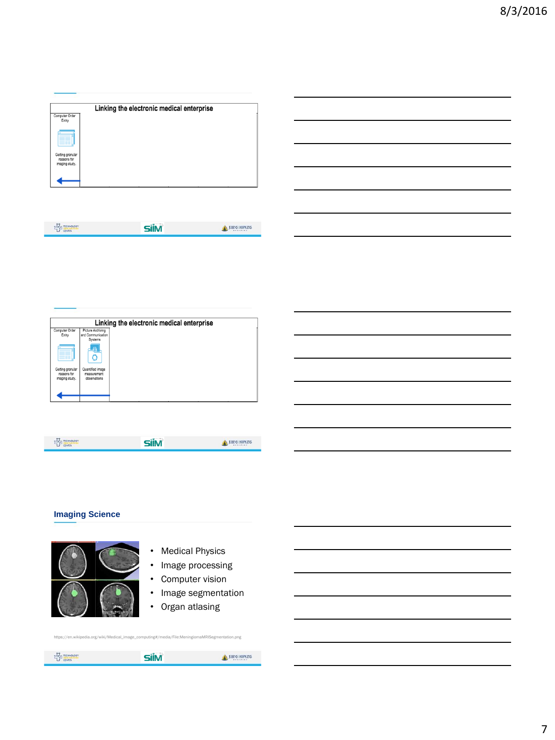## Linking the electronic medical enterprise

| Computer Order Entry |
| --- |
| Getting granular reasons for imaging study. |

## Linking the electronic medical enterprise

| Computer Order Entry | Picture Archiving and Communication Systems |
| --- | --- |
| Getting granular reasons for imaging study. | Quantified image measurement observations |

## Imaging Science

- Medical Physics
- Image processing
- Computer vision
- Image segmentation
- Organ atlasing

https://en.wikipedia.org/wiki/Medical_image_computing#/media/File:MeningiomaMRISegmentation.png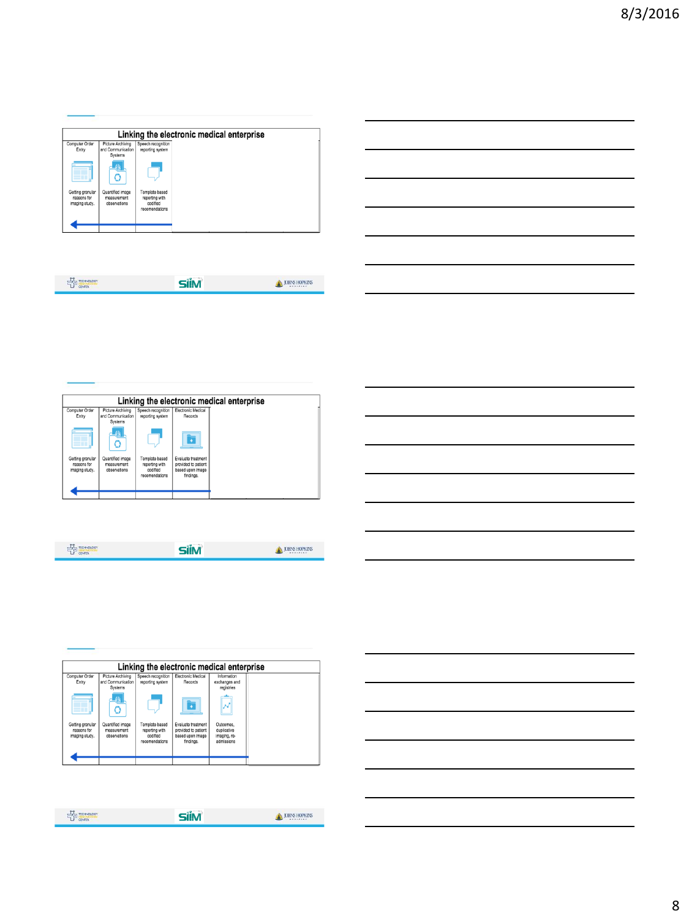## Linking the electronic medical enterprise

| Computer Order Entry | Picture Archiving and Communication Systems | Speech recognition reporting system |
|---|---|---|
| Getting granular reasons for imaging study. | Quantified image measurement observations | Template based reporting with codified recomendations |

## Linking the electronic medical enterprise

| Computer Order Entry | Picture Archiving and Communication Systems | Speech recognition reporting system | Electronic Medical Records |
|---|---|---|---|
| Getting granular reasons for imaging study. | Quantified image measurement observations | Template based reporting with codified recomendations | Evaluate treatment provided to patient based upon image findings. |

## Linking the electronic medical enterprise

| Computer Order Entry | Picture Archiving and Communication Systems | Speech recognition reporting system | Electronic Medical Records | Information exchanges and registries |
|---|---|---|---|---|
| Getting granular reasons for imaging study. | Quantified image measurement observations | Template based reporting with codified recomendations | Evaluate treatment provided to patient based upon image findings. | Outcomes, duplicative imaging, re-admissions |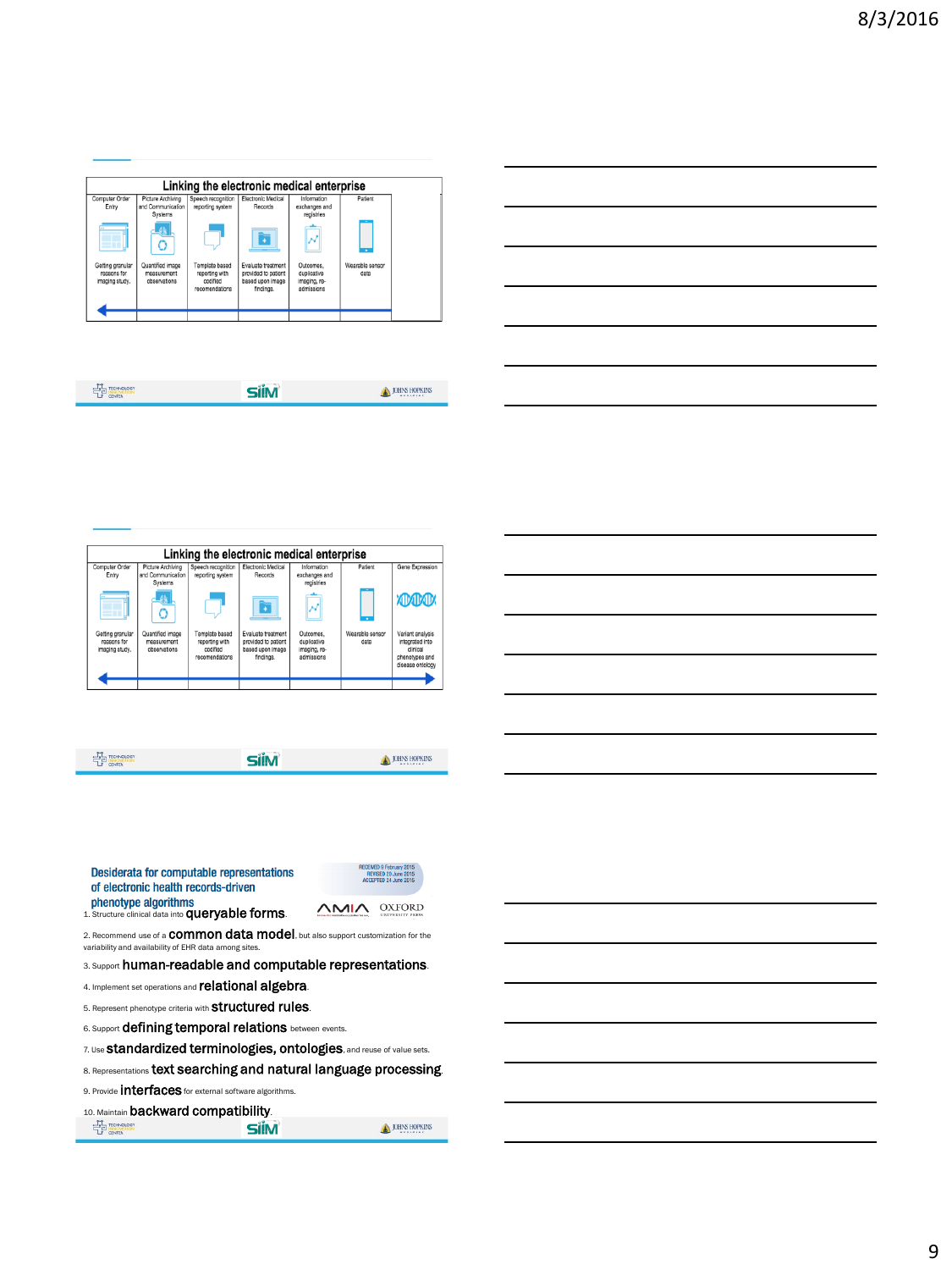## Linking the electronic medical enterprise

| Computer Order Entry | Picture Archiving and Communication Systems | Speech recognition reporting system | Electronic Medical Records | Information exchanges and registries | Patient |
|---|---|---|---|---|---|
| Getting granular reasons for imaging study. | Quantified image measurement observations | Template based reporting with codified recomendations | Evaluate treatment provided to patient based upon image findings. | Outcomes, duplicative imaging, re-admissions | Wearable sensor data |

## Linking the electronic medical enterprise

| Computer Order Entry | Picture Archiving and Communication Systems | Speech recognition reporting system | Electronic Medical Records | Information exchanges and registries | Patient | Gene Expression |
|---|---|---|---|---|---|---|
| Getting granular reasons for imaging study. | Quantified image measurement observations | Template based reporting with codified recomendations | Evaluate treatment provided to patient based upon image findings. | Outcomes, duplicative imaging, re-admissions | Wearable sensor data | Variant analysis integrated into clinical phenotypes and disease ontology |

## Desiderata for computable representations of electronic health records-driven phenotype algorithms

RECEIVED 9 February 2015
REVISED 29 June 2015
ACCEPTED 24 June 2015

AMIA OXFORD

1. Structure clinical data into **queryable forms**.
2. Recommend use of a **common data model**, but also support customization for the variability and availability of EHR data among sites.
3. Support **human-readable and computable representations**.
4. Implement set operations and **relational algebra**.
5. Represent phenotype criteria with **structured rules**.
6. Support **defining temporal relations** between events.
7. Use **standardized terminologies, ontologies**, and reuse of value sets.
8. Representations **text searching and natural language processing**.
9. Provide **interfaces** for external software algorithms.
10. Maintain **backward compatibility**.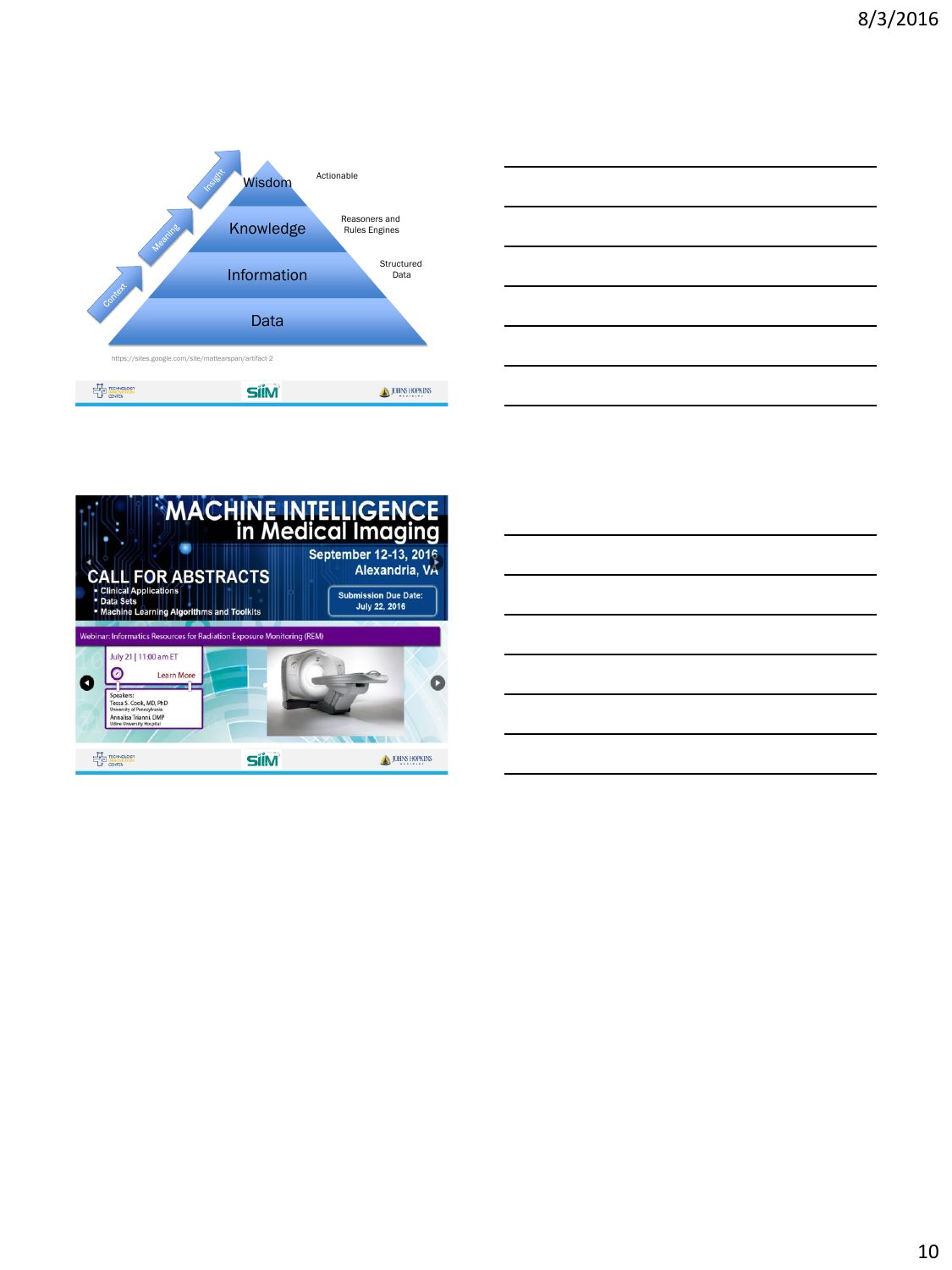Wisdom

Knowledge

Information

Data

Insight

Meaning

Context

Actionable

Reasoners and Rules Engines

Structured Data

https://sites.google.com/site/mattearspan/artifact-2

MACHINE INTELLIGENCE in Medical Imaging

September 12-13, 2016
Alexandria, VA

CALL FOR ABSTRACTS
- Clinical Applications
- Data Sets
- Machine Learning Algorithms and Toolkits

Submission Due Date: July 22, 2016

Webinar: Informatics Resources for Radiation Exposure Monitoring (REM)

July 21 | 11:00 am ET

Learn More

Speakers:
Tessa S. Cook, MD, PhD
University of Pennsylvania
Annalisa Trianni, DMP
Udine University Hospital